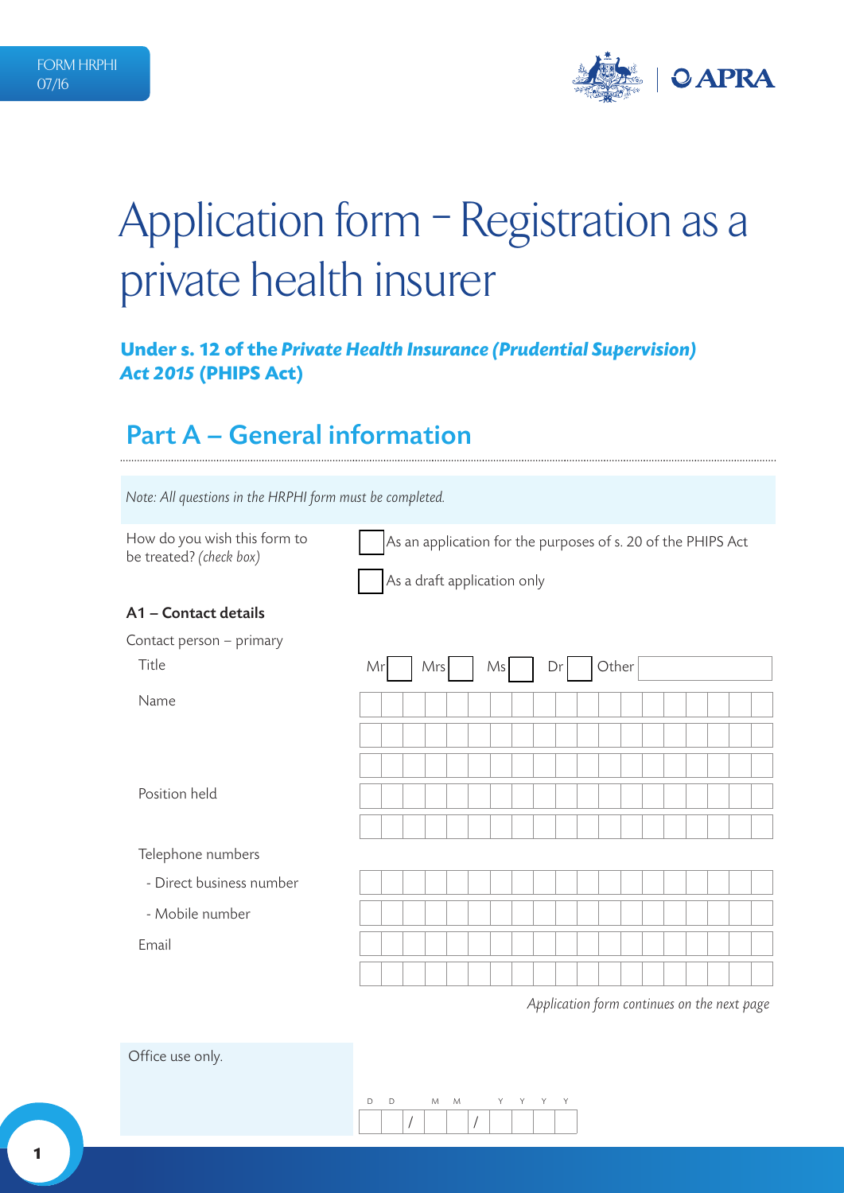FORM HRPHI
07/16

# Application form – Registration as a private health insurer

**Under s. 12 of the *Private Health Insurance (Prudential Supervision) Act 2015* (PHIPS Act)**

## Part A – General information

*Note: All questions in the HRPHI form must be completed.*

How do you wish this form to be treated? *(check box)*

- ☐ As an application for the purposes of s. 20 of the PHIPS Act
- ☐ As a draft application only

### A1 – Contact details

Contact person – primary

Title: Mr ☐ Mrs ☐ Ms ☐ Dr ☐ Other ____________

Name ____________

Position held ____________

Telephone numbers

- Direct business number ____________
- Mobile number ____________

Email ____________

*Application form continues on the next page*

Office use only.

DD / MM / YYYY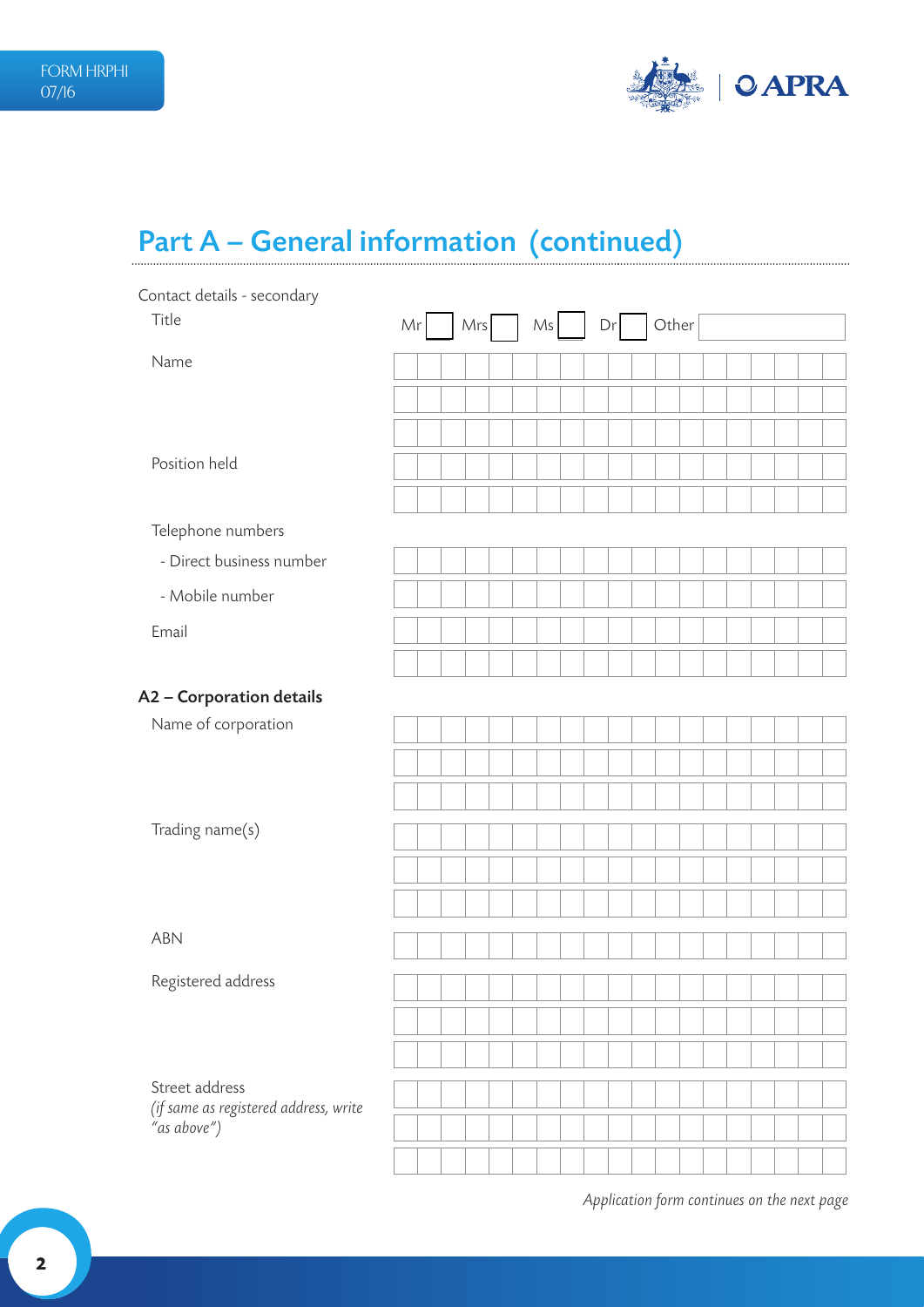## Part A – General information (continued)

Contact details - secondary

Title

Mr ☐ Mrs ☐ Ms ☐ Dr ☐ Other ______

Name

Position held

Telephone numbers

- Direct business number
- Mobile number

Email

### A2 – Corporation details

Name of corporation

Trading name(s)

ABN

Registered address

Street address
*(if same as registered address, write "as above")*

*Application form continues on the next page*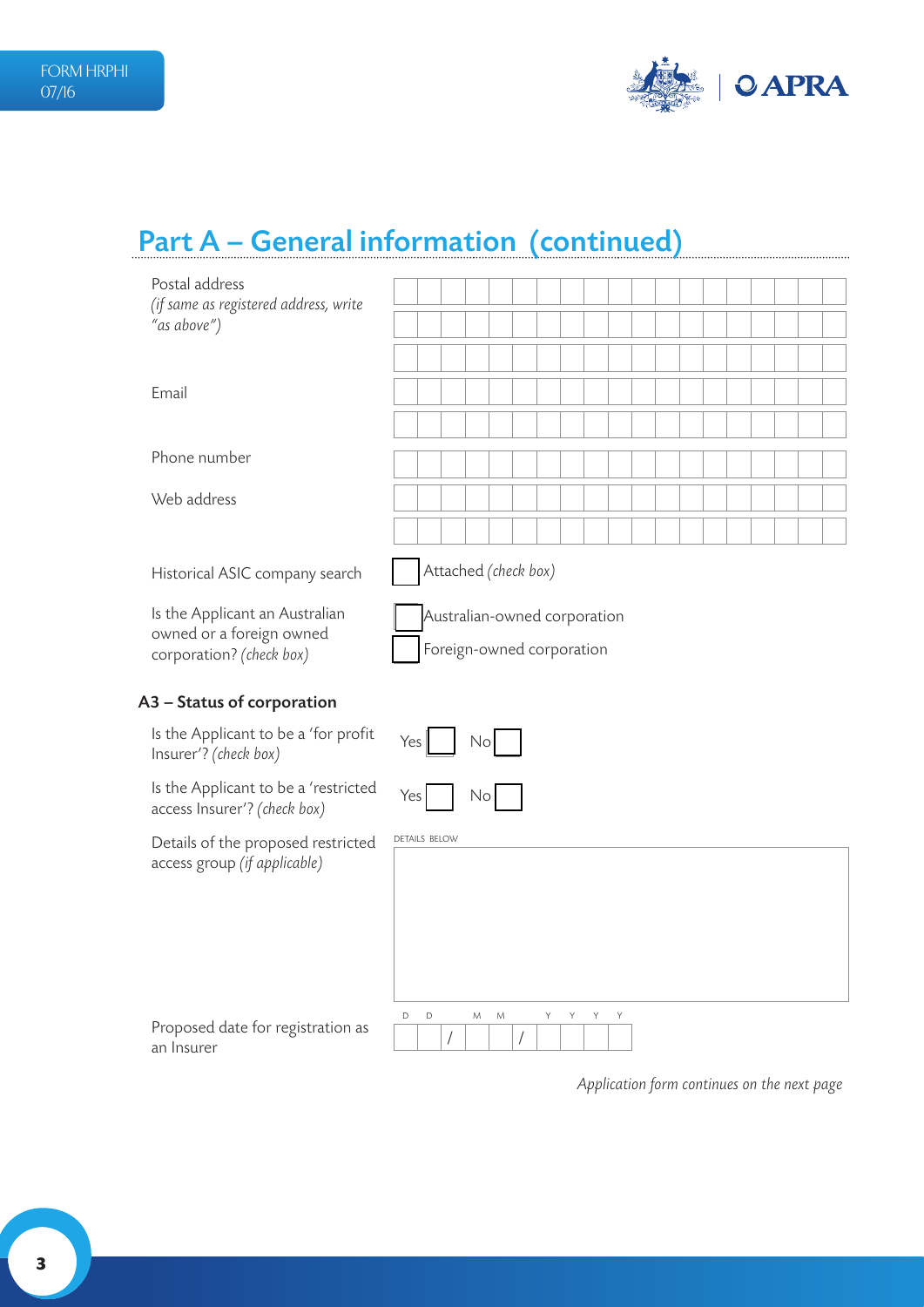## Part A – General information (continued)

Postal address *(if same as registered address, write "as above")*

Email

Phone number

Web address

Historical ASIC company search — ☐ Attached *(check box)*

Is the Applicant an Australian owned or a foreign owned corporation? *(check box)*

☐ Australian-owned corporation

☐ Foreign-owned corporation

### A3 – Status of corporation

Is the Applicant to be a 'for profit Insurer'? *(check box)* — Yes ☐ No ☐

Is the Applicant to be a 'restricted access Insurer'? *(check box)* — Yes ☐ No ☐

Details of the proposed restricted access group *(if applicable)*

DETAILS BELOW

Proposed date for registration as an Insurer

D D / M M / Y Y Y Y

*Application form continues on the next page*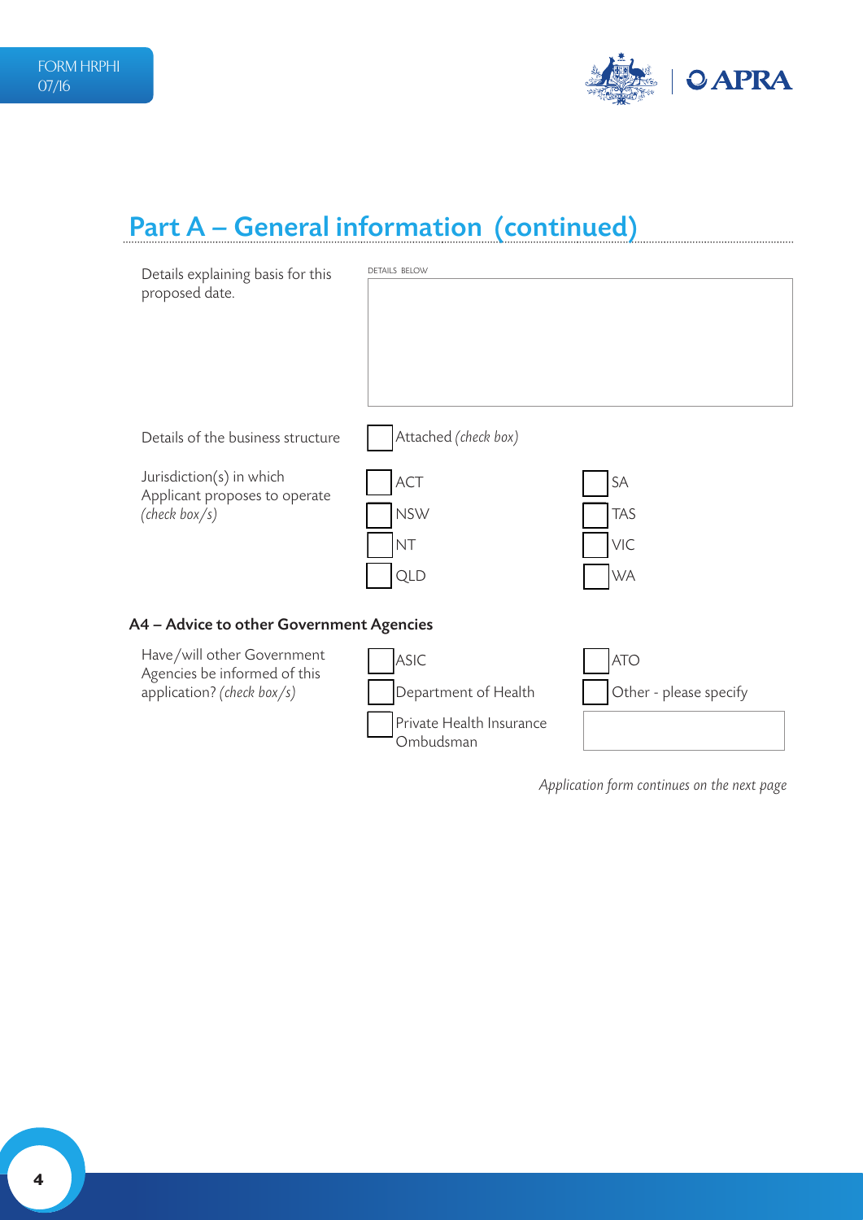## Part A – General information (continued)

Details explaining basis for this proposed date.

DETAILS BELOW

| |
|---|
| |

Details of the business structure

☐ Attached *(check box)*

Jurisdiction(s) in which Applicant proposes to operate *(check box/s)*

| | |
|---|---|
| ☐ ACT | ☐ SA |
| ☐ NSW | ☐ TAS |
| ☐ NT | ☐ VIC |
| ☐ QLD | ☐ WA |

### A4 – Advice to other Government Agencies

Have/will other Government Agencies be informed of this application? *(check box/s)*

| | |
|---|---|
| ☐ ASIC | ☐ ATO |
| ☐ Department of Health | ☐ Other - please specify |
| ☐ Private Health Insurance Ombudsman | |

*Application form continues on the next page*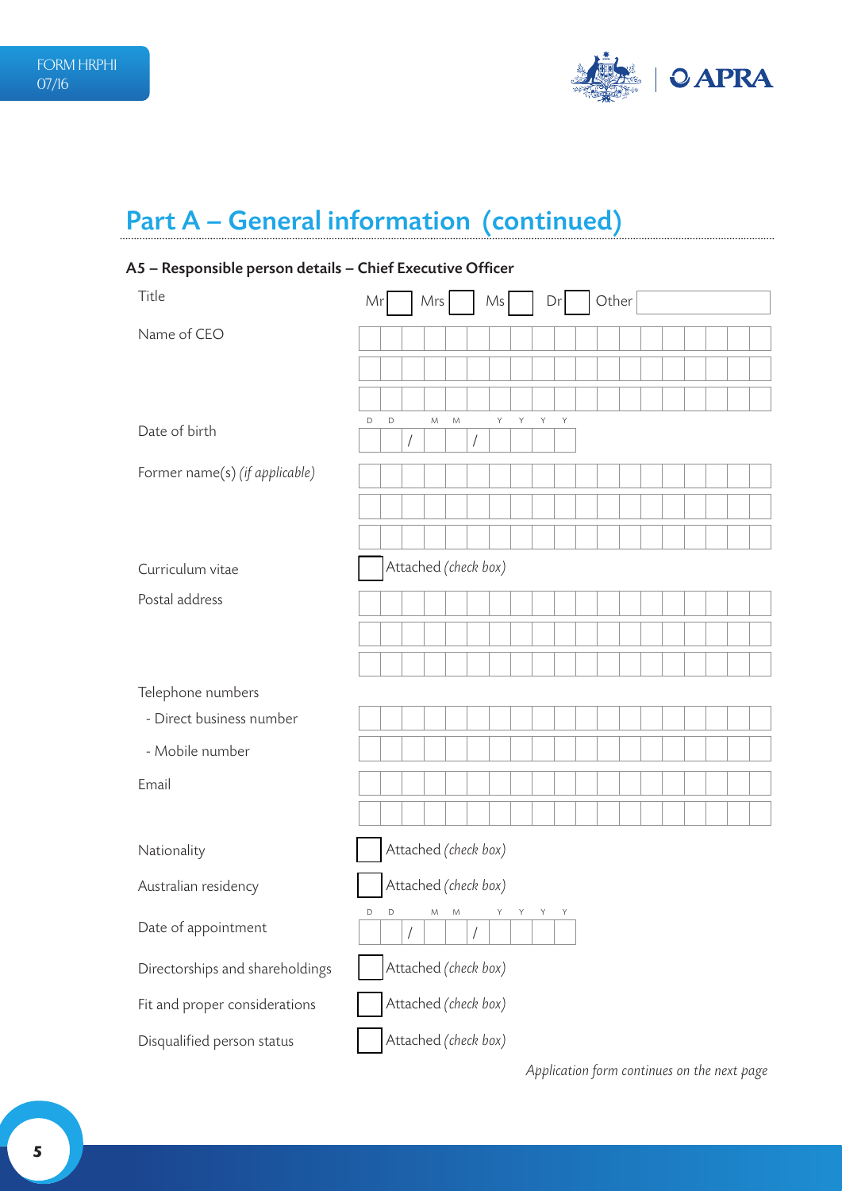# Part A – General information (continued)

## A5 – Responsible person details – Chief Executive Officer

| Field | Entry |
| --- | --- |
| Title | Mr ☐ Mrs ☐ Ms ☐ Dr ☐ Other ________ |
| Name of CEO | |
| Date of birth | D D / M M / Y Y Y Y |
| Former name(s) *(if applicable)* | |
| Curriculum vitae | ☐ Attached *(check box)* |
| Postal address | |
| Telephone numbers | |
| - Direct business number | |
| - Mobile number | |
| Email | |
| Nationality | ☐ Attached *(check box)* |
| Australian residency | ☐ Attached *(check box)* |
| Date of appointment | D D / M M / Y Y Y Y |
| Directorships and shareholdings | ☐ Attached *(check box)* |
| Fit and proper considerations | ☐ Attached *(check box)* |
| Disqualified person status | ☐ Attached *(check box)* |

*Application form continues on the next page*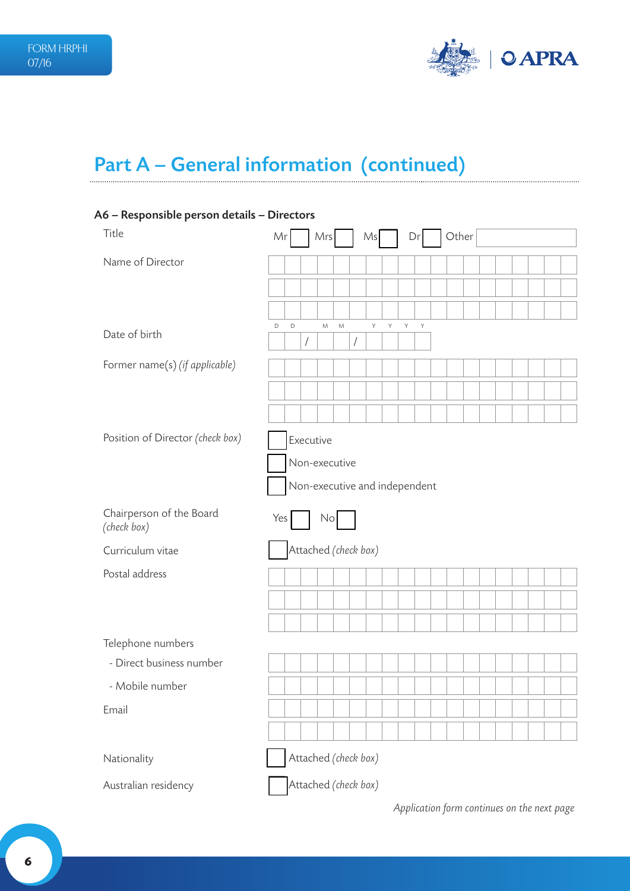# Part A – General information (continued)

## A6 – Responsible person details – Directors

| Field | Entry |
| --- | --- |
| Title | Mr ☐ Mrs ☐ Ms ☐ Dr ☐ Other |
| Name of Director | |
| Date of birth | D D / M M / Y Y Y Y |
| Former name(s) *(if applicable)* | |
| Position of Director *(check box)* | ☐ Executive<br>☐ Non-executive<br>☐ Non-executive and independent |
| Chairperson of the Board *(check box)* | Yes ☐ No ☐ |
| Curriculum vitae | ☐ Attached *(check box)* |
| Postal address | |
| Telephone numbers | |
| - Direct business number | |
| - Mobile number | |
| Email | |
| Nationality | ☐ Attached *(check box)* |
| Australian residency | ☐ Attached *(check box)* |

*Application form continues on the next page*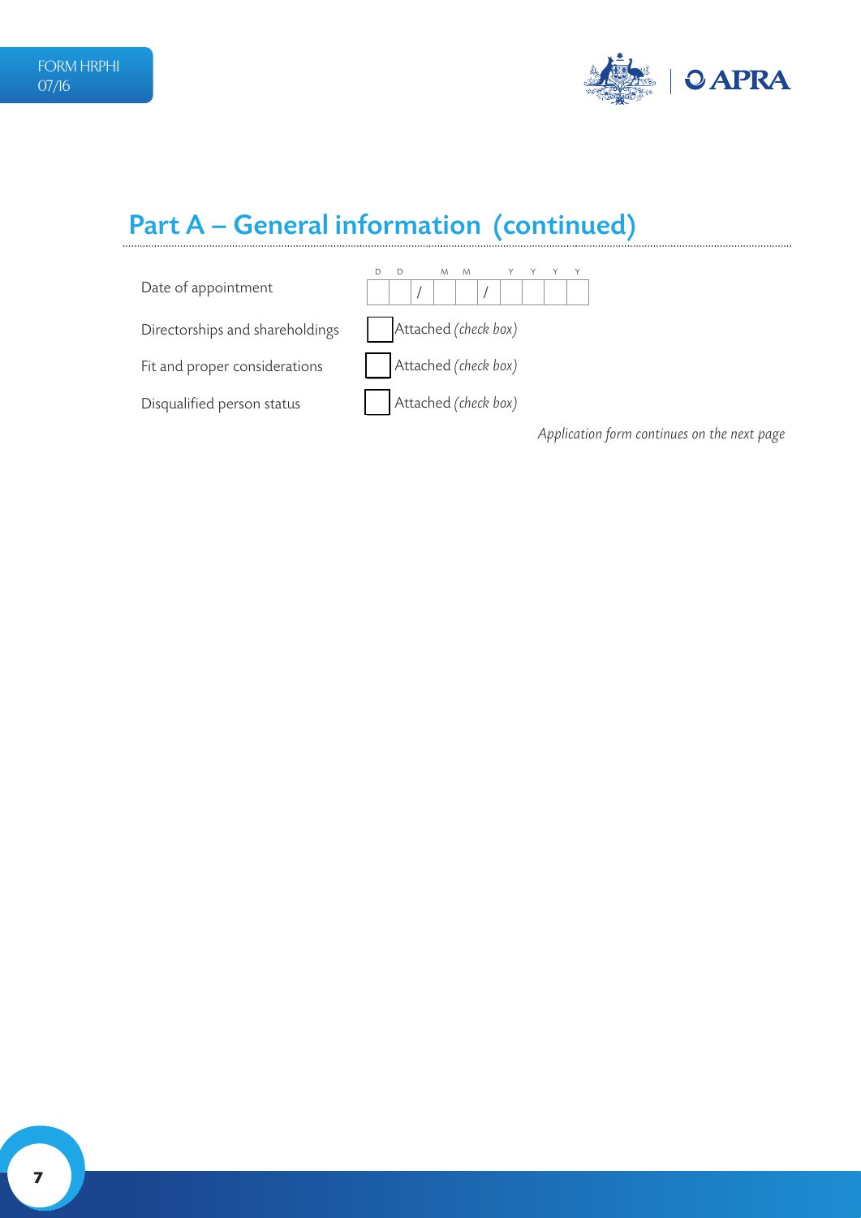## Part A – General information (continued)

| | |
|---|---|
| Date of appointment | DD / MM / YYYY |
| Directorships and shareholdings | ☐ Attached *(check box)* |
| Fit and proper considerations | ☐ Attached *(check box)* |
| Disqualified person status | ☐ Attached *(check box)* |

*Application form continues on the next page*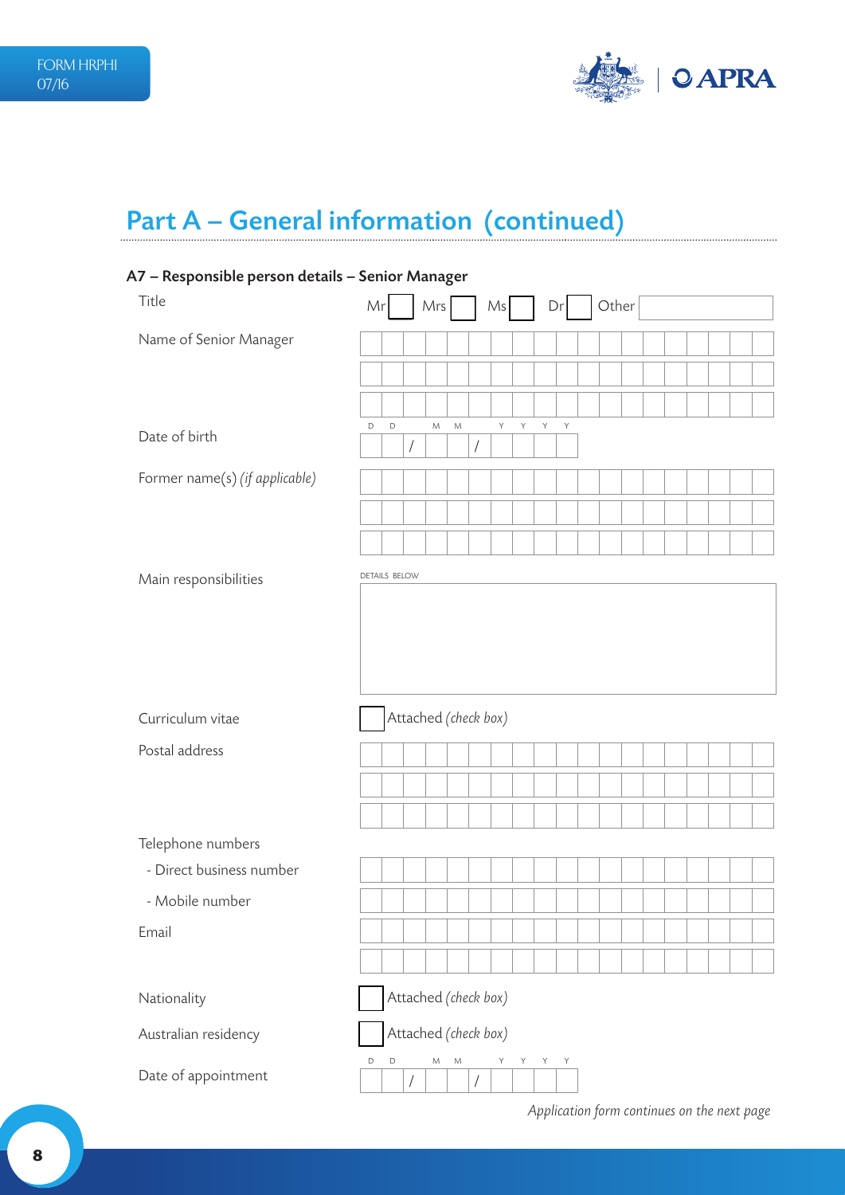FORM HRPHI
07/16

# Part A – General information (continued)

## A7 – Responsible person details – Senior Manager

| | |
|---|---|
| Title | Mr ☐ Mrs ☐ Ms ☐ Dr ☐ Other |
| Name of Senior Manager | |
| Date of birth | DD / MM / YYYY |
| Former name(s) *(if applicable)* | |
| Main responsibilities | DETAILS BELOW |
| Curriculum vitae | ☐ Attached *(check box)* |
| Postal address | |
| Telephone numbers | |
| - Direct business number | |
| - Mobile number | |
| Email | |
| Nationality | ☐ Attached *(check box)* |
| Australian residency | ☐ Attached *(check box)* |
| Date of appointment | DD / MM / YYYY |

*Application form continues on the next page*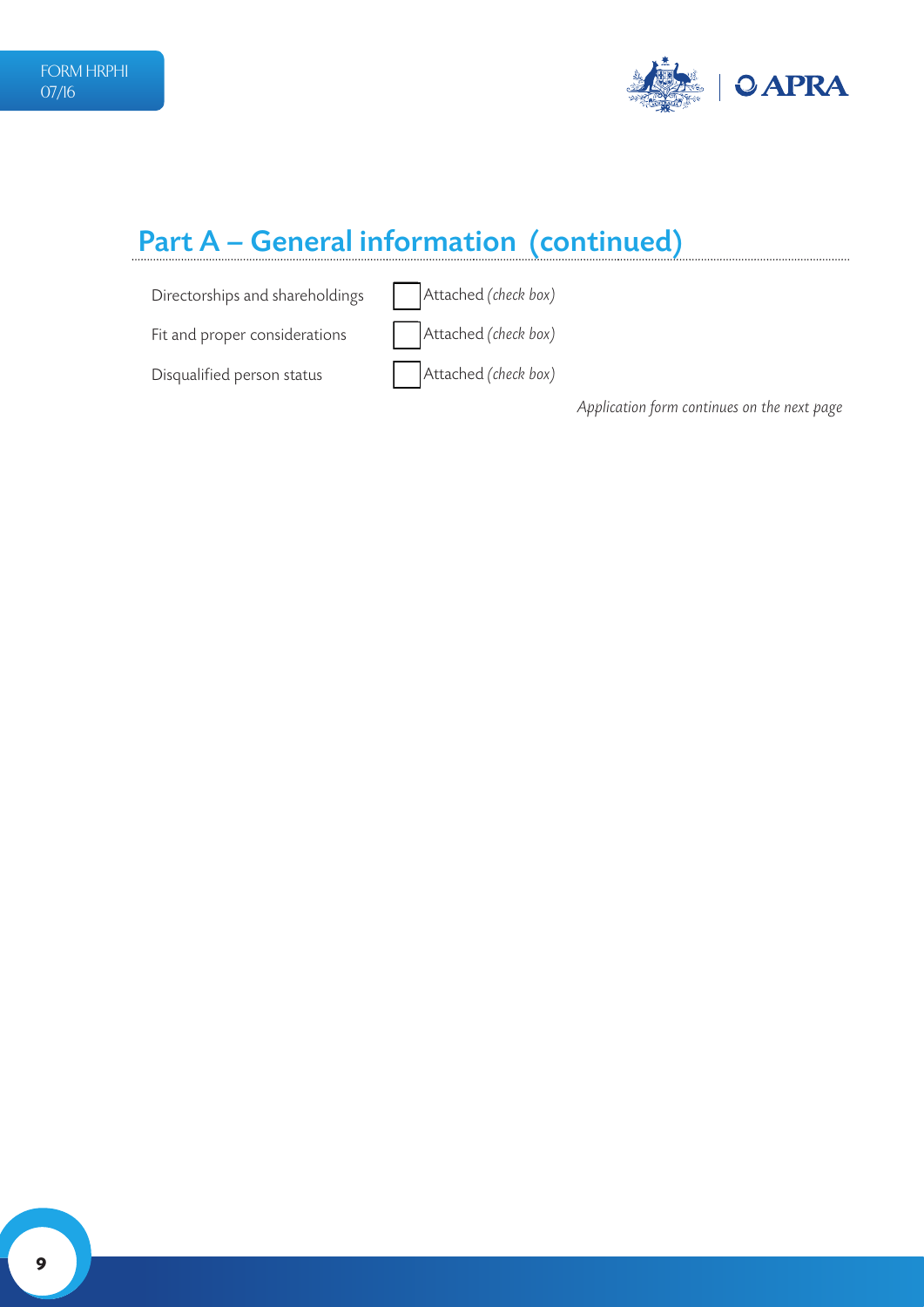## Part A – General information (continued)

| | |
|---|---|
| Directorships and shareholdings | ☐ Attached *(check box)* |
| Fit and proper considerations | ☐ Attached *(check box)* |
| Disqualified person status | ☐ Attached *(check box)* |

*Application form continues on the next page*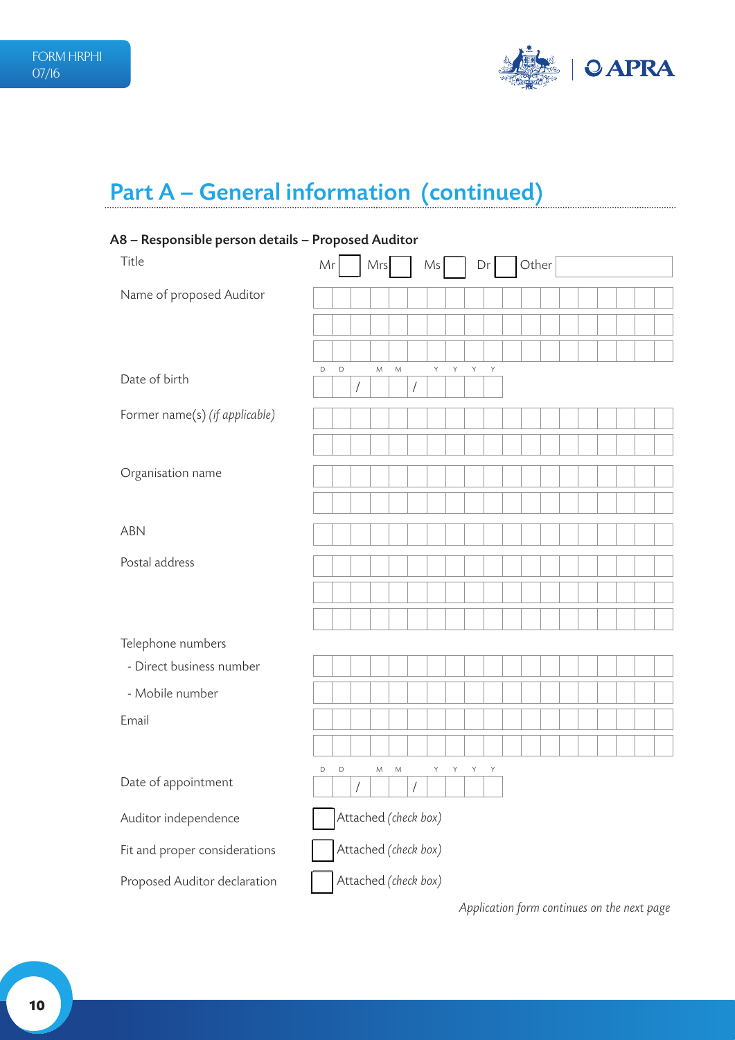## Part A – General information (continued)

### A8 – Responsible person details – Proposed Auditor

| Field | Entry |
|---|---|
| Title | Mr ☐ Mrs ☐ Ms ☐ Dr ☐ Other ______ |
| Name of proposed Auditor | |
| Date of birth | DD / MM / YYYY |
| Former name(s) *(if applicable)* | |
| Organisation name | |
| ABN | |
| Postal address | |
| Telephone numbers | |
| - Direct business number | |
| - Mobile number | |
| Email | |
| Date of appointment | DD / MM / YYYY |
| Auditor independence | ☐ Attached *(check box)* |
| Fit and proper considerations | ☐ Attached *(check box)* |
| Proposed Auditor declaration | ☐ Attached *(check box)* |

*Application form continues on the next page*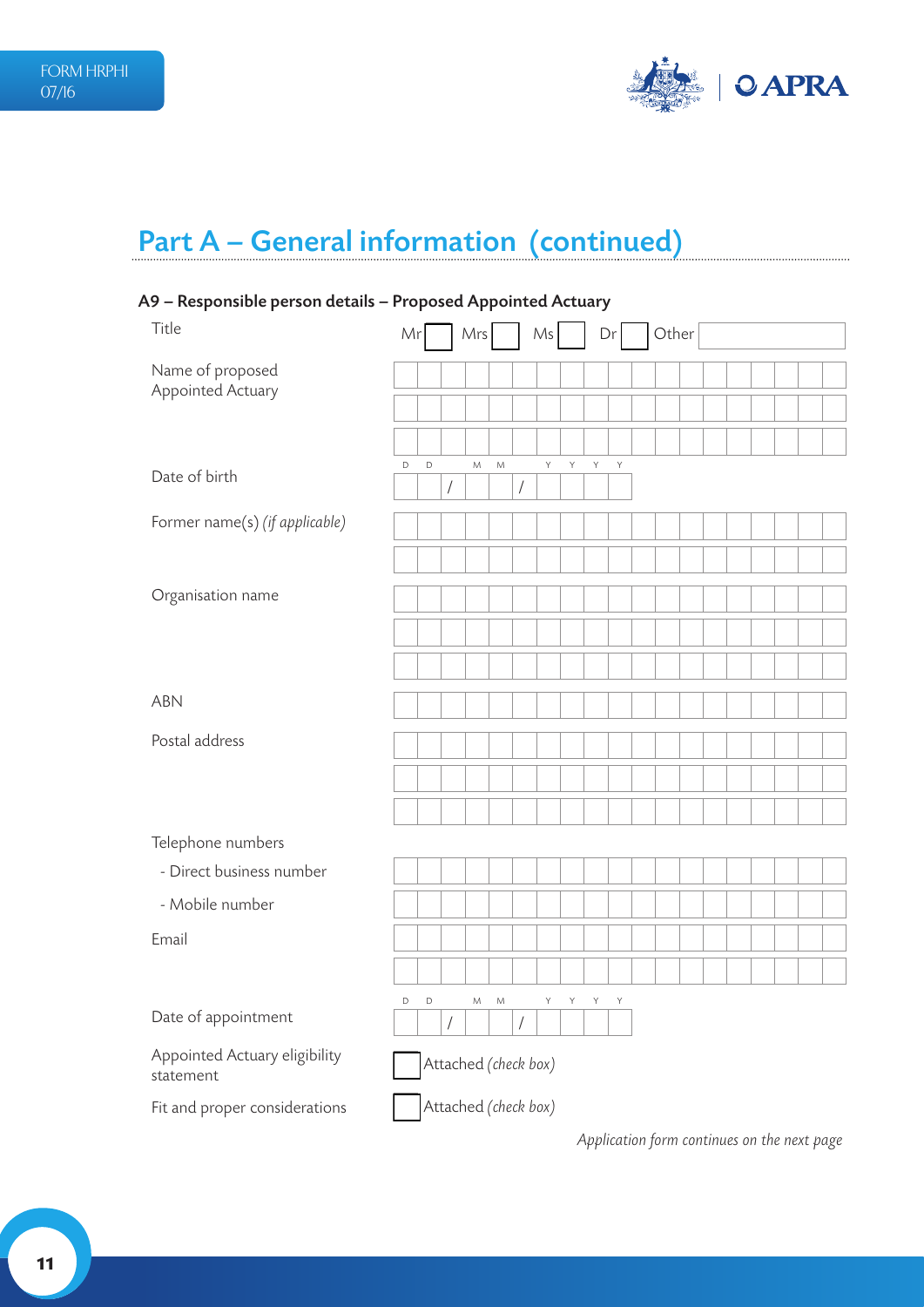## Part A – General information (continued)

### A9 – Responsible person details – Proposed Appointed Actuary

Title: Mr ☐ Mrs ☐ Ms ☐ Dr ☐ Other ________

Name of proposed Appointed Actuary

Date of birth (DD / MM / YYYY)

Former name(s) *(if applicable)*

Organisation name

ABN

Postal address

Telephone numbers

- Direct business number
- Mobile number

Email

Date of appointment (DD / MM / YYYY)

Appointed Actuary eligibility statement ☐ Attached *(check box)*

Fit and proper considerations ☐ Attached *(check box)*

*Application form continues on the next page*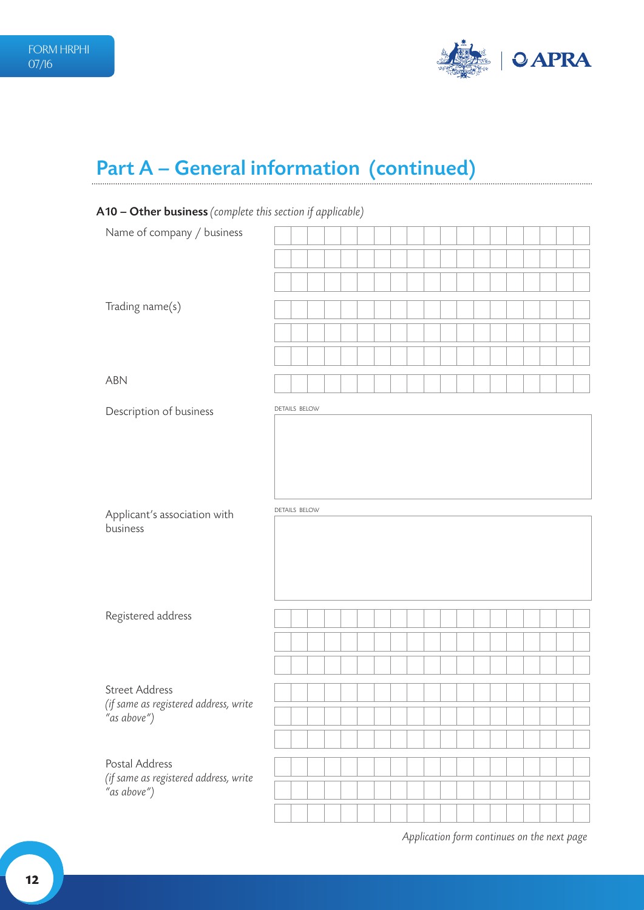# Part A – General information (continued)

**A10 – Other business** *(complete this section if applicable)*

| | |
|---|---|
| Name of company / business | |
| Trading name(s) | |
| ABN | |
| Description of business | DETAILS BELOW |
| Applicant's association with business | DETAILS BELOW |
| Registered address | |
| Street Address *(if same as registered address, write "as above")* | |
| Postal Address *(if same as registered address, write "as above")* | |

*Application form continues on the next page*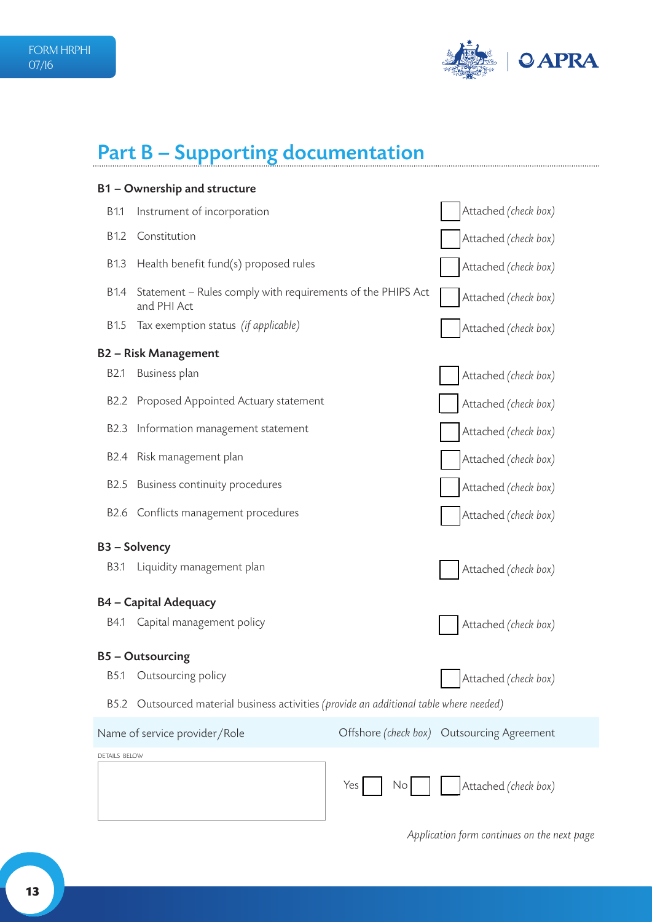## Part B – Supporting documentation

### B1 – Ownership and structure

| | | |
|---|---|---|
| B1.1 | Instrument of incorporation | ☐ Attached *(check box)* |
| B1.2 | Constitution | ☐ Attached *(check box)* |
| B1.3 | Health benefit fund(s) proposed rules | ☐ Attached *(check box)* |
| B1.4 | Statement – Rules comply with requirements of the PHIPS Act and PHI Act | ☐ Attached *(check box)* |
| B1.5 | Tax exemption status *(if applicable)* | ☐ Attached *(check box)* |

### B2 – Risk Management

| | | |
|---|---|---|
| B2.1 | Business plan | ☐ Attached *(check box)* |
| B2.2 | Proposed Appointed Actuary statement | ☐ Attached *(check box)* |
| B2.3 | Information management statement | ☐ Attached *(check box)* |
| B2.4 | Risk management plan | ☐ Attached *(check box)* |
| B2.5 | Business continuity procedures | ☐ Attached *(check box)* |
| B2.6 | Conflicts management procedures | ☐ Attached *(check box)* |

### B3 – Solvency

| | | |
|---|---|---|
| B3.1 | Liquidity management plan | ☐ Attached *(check box)* |

### B4 – Capital Adequacy

| | | |
|---|---|---|
| B4.1 | Capital management policy | ☐ Attached *(check box)* |

### B5 – Outsourcing

| | | |
|---|---|---|
| B5.1 | Outsourcing policy | ☐ Attached *(check box)* |

B5.2 Outsourced material business activities *(provide an additional table where needed)*

| Name of service provider/Role | Offshore *(check box)* | Outsourcing Agreement |
|---|---|---|
| DETAILS BELOW | Yes ☐ No ☐ | ☐ Attached *(check box)* |

*Application form continues on the next page*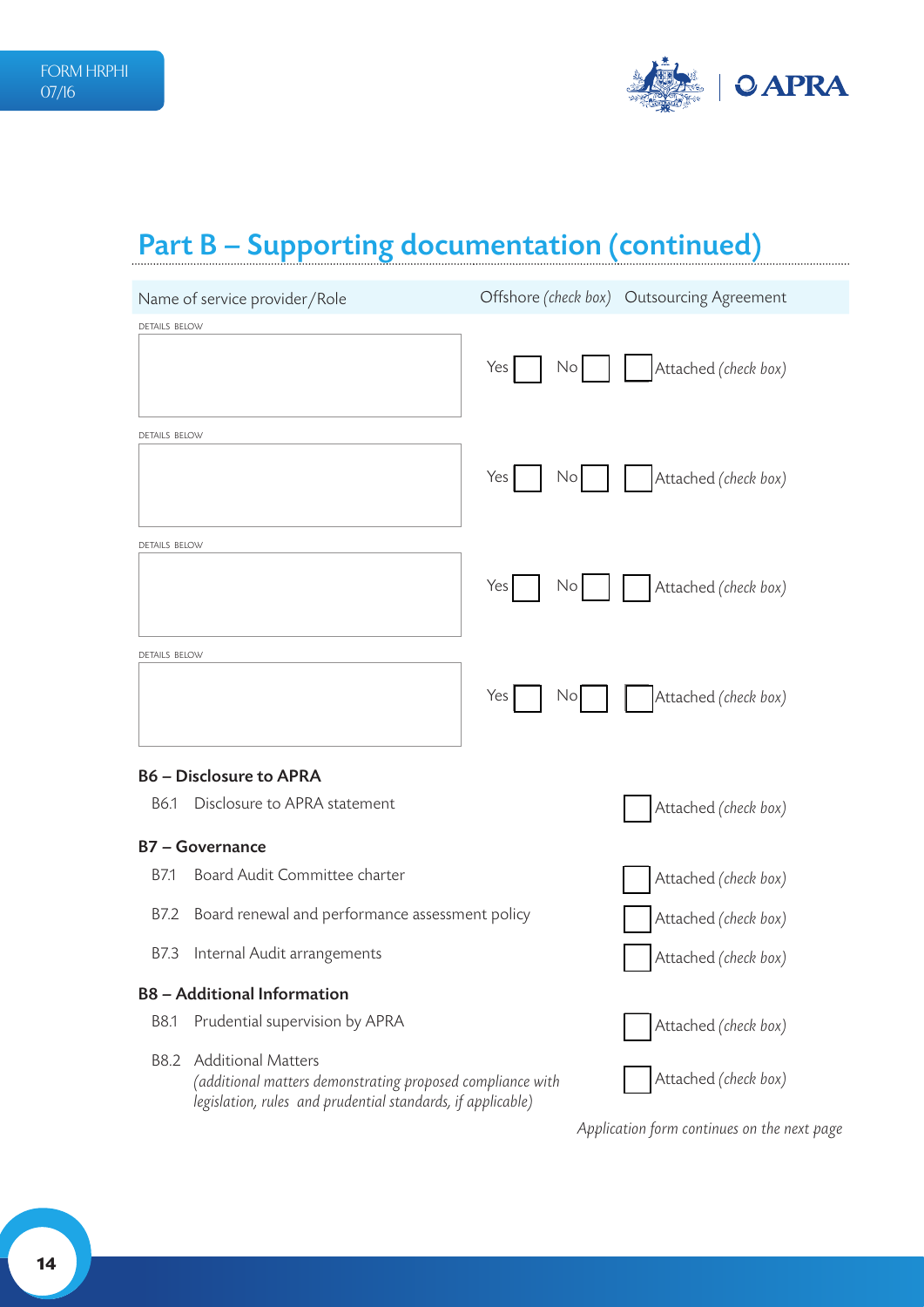## Part B – Supporting documentation (continued)

| Name of service provider/Role | Offshore *(check box)* | Outsourcing Agreement |
|---|---|---|
| DETAILS BELOW | Yes ☐ No ☐ | ☐ Attached *(check box)* |
| DETAILS BELOW | Yes ☐ No ☐ | ☐ Attached *(check box)* |
| DETAILS BELOW | Yes ☐ No ☐ | ☐ Attached *(check box)* |
| DETAILS BELOW | Yes ☐ No ☐ | ☐ Attached *(check box)* |

**B6 – Disclosure to APRA**

B6.1 Disclosure to APRA statement ☐ Attached *(check box)*

**B7 – Governance**

B7.1 Board Audit Committee charter ☐ Attached *(check box)*

B7.2 Board renewal and performance assessment policy ☐ Attached *(check box)*

B7.3 Internal Audit arrangements ☐ Attached *(check box)*

**B8 – Additional Information**

B8.1 Prudential supervision by APRA ☐ Attached *(check box)*

B8.2 Additional Matters
*(additional matters demonstrating proposed compliance with legislation, rules and prudential standards, if applicable)* ☐ Attached *(check box)*

*Application form continues on the next page*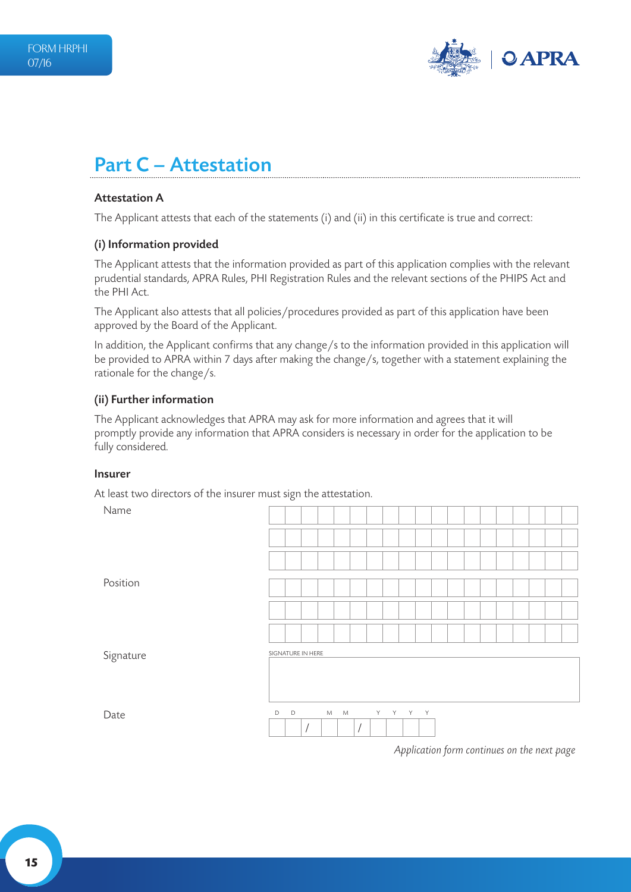## Part C – Attestation

### Attestation A

The Applicant attests that each of the statements (i) and (ii) in this certificate is true and correct:

#### (i) Information provided

The Applicant attests that the information provided as part of this application complies with the relevant prudential standards, APRA Rules, PHI Registration Rules and the relevant sections of the PHIPS Act and the PHI Act.

The Applicant also attests that all policies/procedures provided as part of this application have been approved by the Board of the Applicant.

In addition, the Applicant confirms that any change/s to the information provided in this application will be provided to APRA within 7 days after making the change/s, together with a statement explaining the rationale for the change/s.

#### (ii) Further information

The Applicant acknowledges that APRA may ask for more information and agrees that it will promptly provide any information that APRA considers is necessary in order for the application to be fully considered.

#### Insurer

At least two directors of the insurer must sign the attestation.

Name

Position

Signature

SIGNATURE IN HERE

Date

D D / M M / Y Y Y Y

*Application form continues on the next page*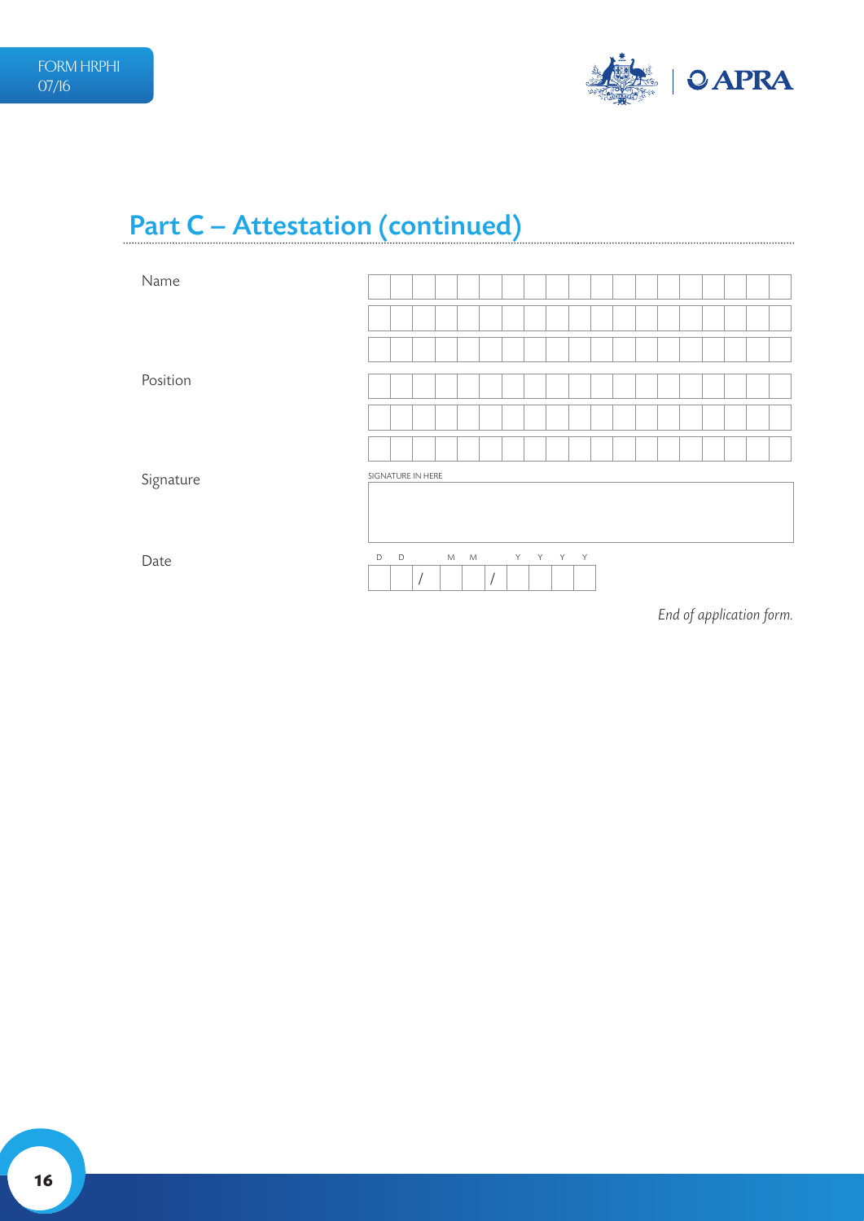## Part C – Attestation (continued)

| | |
|---|---|
| Name | |
| Position | |
| Signature | SIGNATURE IN HERE |
| Date | D D / M M / Y Y Y Y |

*End of application form.*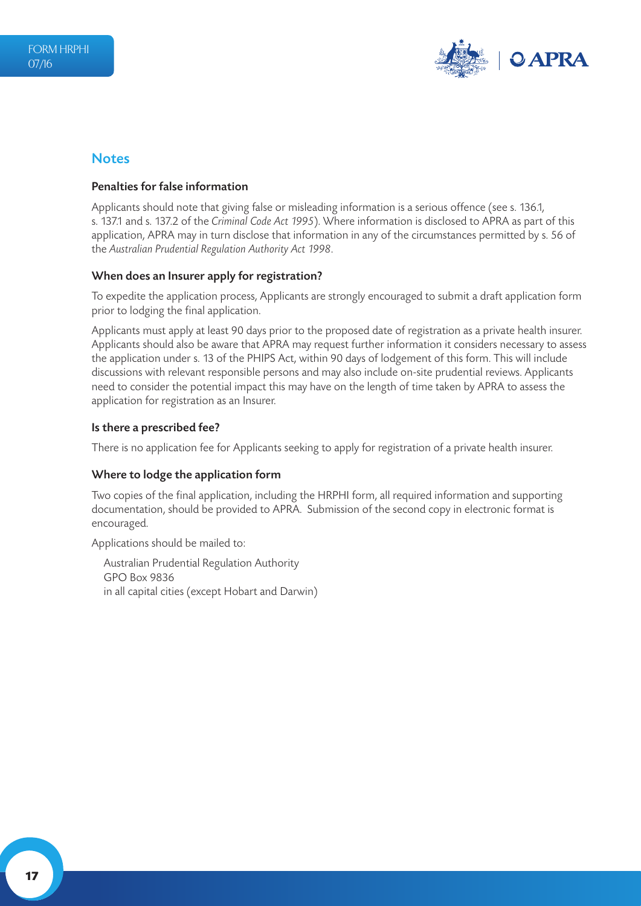## Notes

### Penalties for false information

Applicants should note that giving false or misleading information is a serious offence (see s. 136.1, s. 137.1 and s. 137.2 of the *Criminal Code Act 1995*). Where information is disclosed to APRA as part of this application, APRA may in turn disclose that information in any of the circumstances permitted by s. 56 of the *Australian Prudential Regulation Authority Act 1998*.

### When does an Insurer apply for registration?

To expedite the application process, Applicants are strongly encouraged to submit a draft application form prior to lodging the final application.

Applicants must apply at least 90 days prior to the proposed date of registration as a private health insurer. Applicants should also be aware that APRA may request further information it considers necessary to assess the application under s. 13 of the PHIPS Act, within 90 days of lodgement of this form. This will include discussions with relevant responsible persons and may also include on-site prudential reviews. Applicants need to consider the potential impact this may have on the length of time taken by APRA to assess the application for registration as an Insurer.

### Is there a prescribed fee?

There is no application fee for Applicants seeking to apply for registration of a private health insurer.

### Where to lodge the application form

Two copies of the final application, including the HRPHI form, all required information and supporting documentation, should be provided to APRA. Submission of the second copy in electronic format is encouraged.

Applications should be mailed to:

Australian Prudential Regulation Authority
GPO Box 9836
in all capital cities (except Hobart and Darwin)